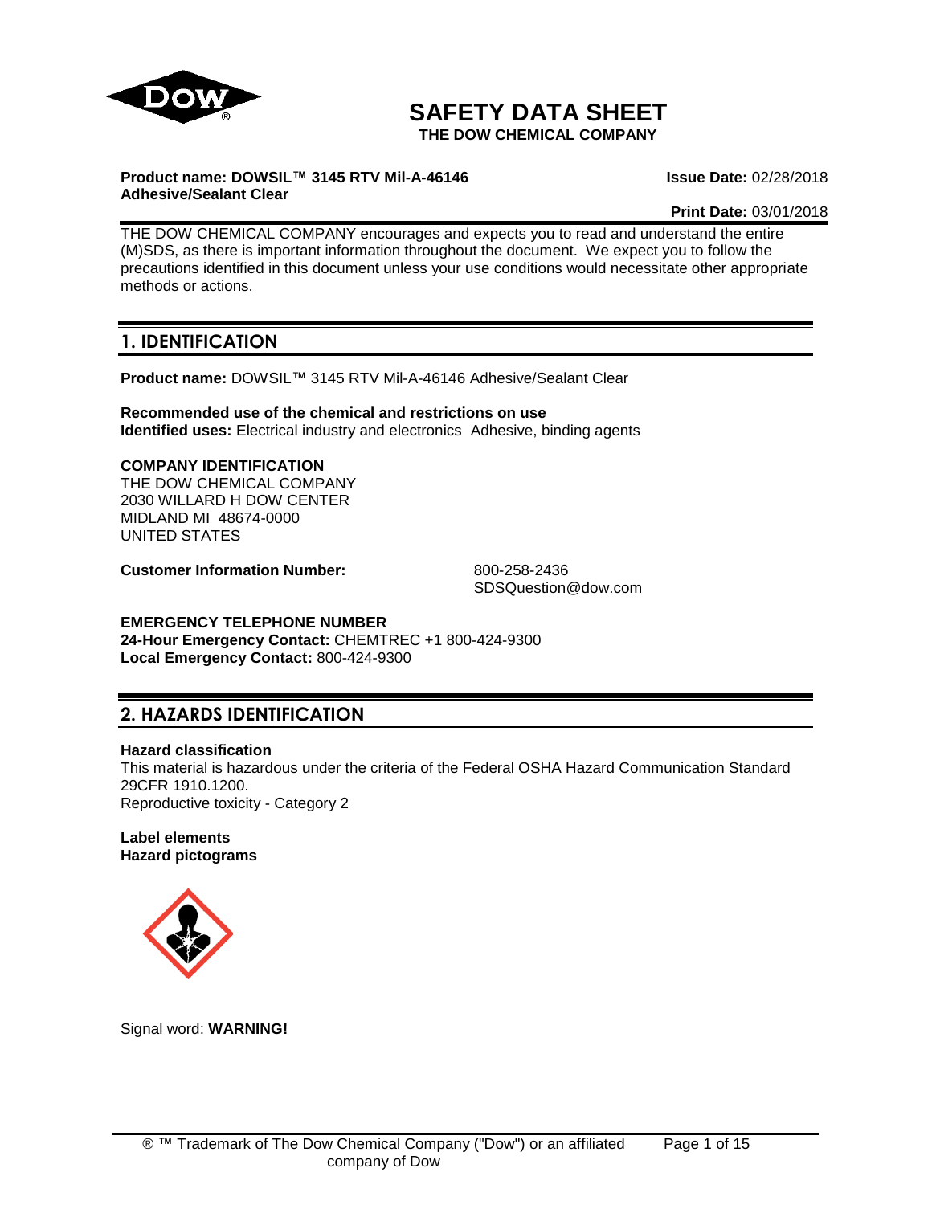# SAFETY DATA SHEET

**THE DOW CHEMICAL COMPANY**

**Product name: DOWSIL™ 3145 RTV Mil-A-46146 Adhesive/Sealant Clear**

**Issue Date:** 02/28/2018

**Print Date:** 03/01/2018

THE DOW CHEMICAL COMPANY encourages and expects you to read and understand the entire (M)SDS, as there is important information throughout the document. We expect you to follow the precautions identified in this document unless your use conditions would necessitate other appropriate methods or actions.

## 1. IDENTIFICATION

**Product name:** DOWSIL™ 3145 RTV Mil-A-46146 Adhesive/Sealant Clear

**Recommended use of the chemical and restrictions on use**
**Identified uses:** Electrical industry and electronics Adhesive, binding agents

**COMPANY IDENTIFICATION**
THE DOW CHEMICAL COMPANY
2030 WILLARD H DOW CENTER
MIDLAND MI 48674-0000
UNITED STATES

**Customer Information Number:** 800-258-2436
SDSQuestion@dow.com

**EMERGENCY TELEPHONE NUMBER**
**24-Hour Emergency Contact:** CHEMTREC +1 800-424-9300
**Local Emergency Contact:** 800-424-9300

## 2. HAZARDS IDENTIFICATION

**Hazard classification**
This material is hazardous under the criteria of the Federal OSHA Hazard Communication Standard 29CFR 1910.1200.
Reproductive toxicity - Category 2

**Label elements**
**Hazard pictograms**

Signal word: **WARNING!**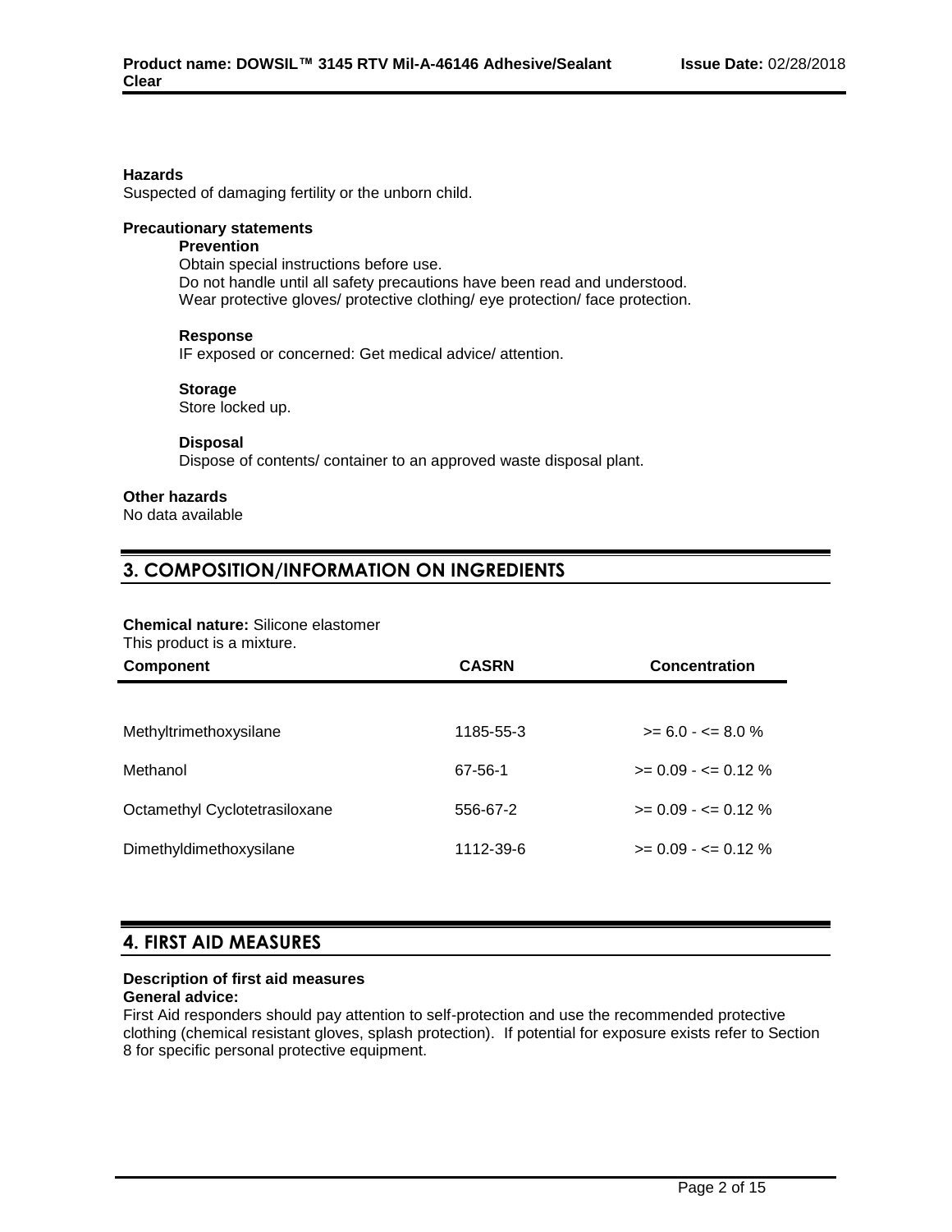**Hazards**

Suspected of damaging fertility or the unborn child.

**Precautionary statements**

**Prevention**

Obtain special instructions before use.
Do not handle until all safety precautions have been read and understood.
Wear protective gloves/ protective clothing/ eye protection/ face protection.

**Response**

IF exposed or concerned: Get medical advice/ attention.

**Storage**

Store locked up.

**Disposal**

Dispose of contents/ container to an approved waste disposal plant.

**Other hazards**

No data available

## 3. COMPOSITION/INFORMATION ON INGREDIENTS

**Chemical nature:** Silicone elastomer

This product is a mixture.

| Component | CASRN | Concentration |
|---|---|---|
| Methyltrimethoxysilane | 1185-55-3 | >= 6.0 - <= 8.0 % |
| Methanol | 67-56-1 | >= 0.09 - <= 0.12 % |
| Octamethyl Cyclotetrasiloxane | 556-67-2 | >= 0.09 - <= 0.12 % |
| Dimethyldimethoxysilane | 1112-39-6 | >= 0.09 - <= 0.12 % |

## 4. FIRST AID MEASURES

**Description of first aid measures**

**General advice:**

First Aid responders should pay attention to self-protection and use the recommended protective clothing (chemical resistant gloves, splash protection). If potential for exposure exists refer to Section 8 for specific personal protective equipment.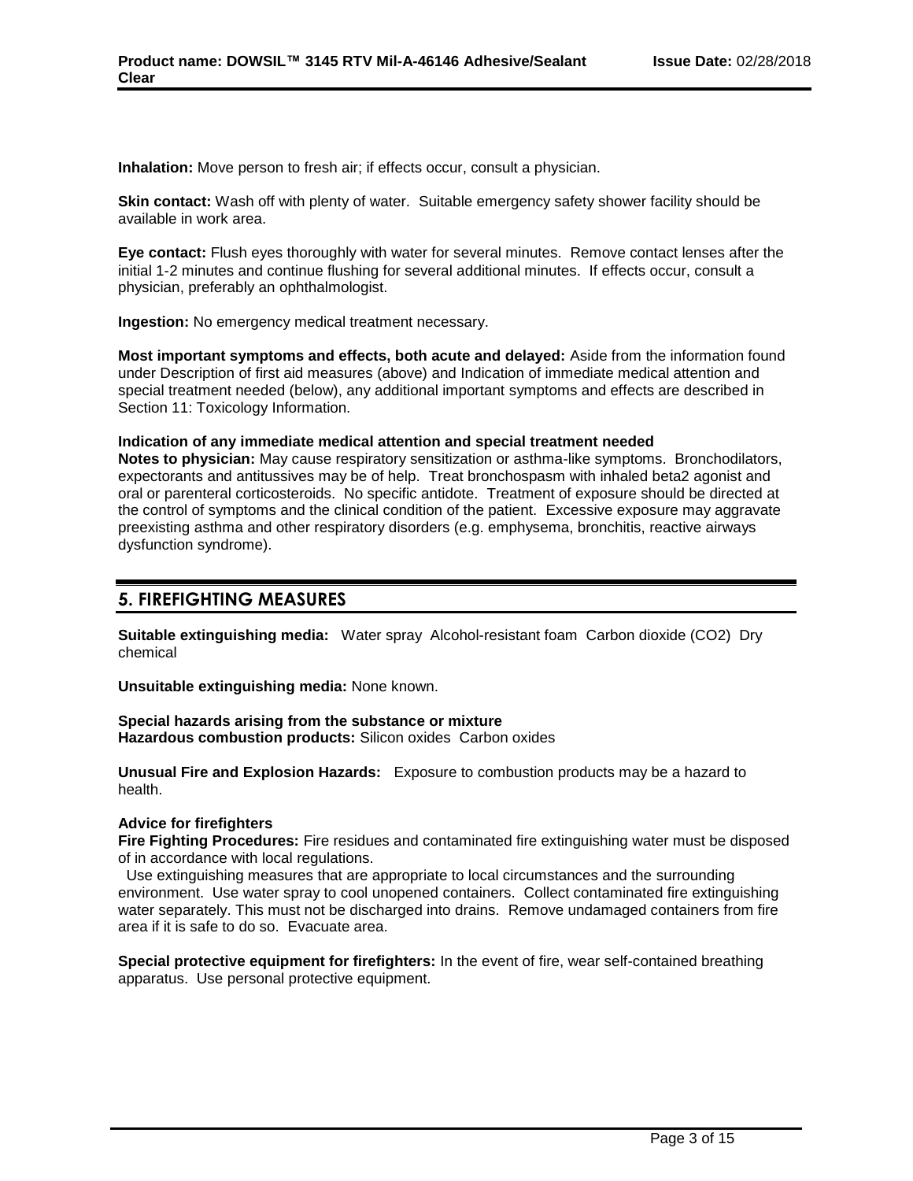**Inhalation:** Move person to fresh air; if effects occur, consult a physician.

**Skin contact:** Wash off with plenty of water. Suitable emergency safety shower facility should be available in work area.

**Eye contact:** Flush eyes thoroughly with water for several minutes. Remove contact lenses after the initial 1-2 minutes and continue flushing for several additional minutes. If effects occur, consult a physician, preferably an ophthalmologist.

**Ingestion:** No emergency medical treatment necessary.

**Most important symptoms and effects, both acute and delayed:** Aside from the information found under Description of first aid measures (above) and Indication of immediate medical attention and special treatment needed (below), any additional important symptoms and effects are described in Section 11: Toxicology Information.

**Indication of any immediate medical attention and special treatment needed**

**Notes to physician:** May cause respiratory sensitization or asthma-like symptoms. Bronchodilators, expectorants and antitussives may be of help. Treat bronchospasm with inhaled beta2 agonist and oral or parenteral corticosteroids. No specific antidote. Treatment of exposure should be directed at the control of symptoms and the clinical condition of the patient. Excessive exposure may aggravate preexisting asthma and other respiratory disorders (e.g. emphysema, bronchitis, reactive airways dysfunction syndrome).

## 5. FIREFIGHTING MEASURES

**Suitable extinguishing media:** Water spray Alcohol-resistant foam Carbon dioxide ($CO_2$) Dry chemical

**Unsuitable extinguishing media:** None known.

**Special hazards arising from the substance or mixture**

**Hazardous combustion products:** Silicon oxides Carbon oxides

**Unusual Fire and Explosion Hazards:** Exposure to combustion products may be a hazard to health.

**Advice for firefighters**

**Fire Fighting Procedures:** Fire residues and contaminated fire extinguishing water must be disposed of in accordance with local regulations.
Use extinguishing measures that are appropriate to local circumstances and the surrounding environment. Use water spray to cool unopened containers. Collect contaminated fire extinguishing water separately. This must not be discharged into drains. Remove undamaged containers from fire area if it is safe to do so. Evacuate area.

**Special protective equipment for firefighters:** In the event of fire, wear self-contained breathing apparatus. Use personal protective equipment.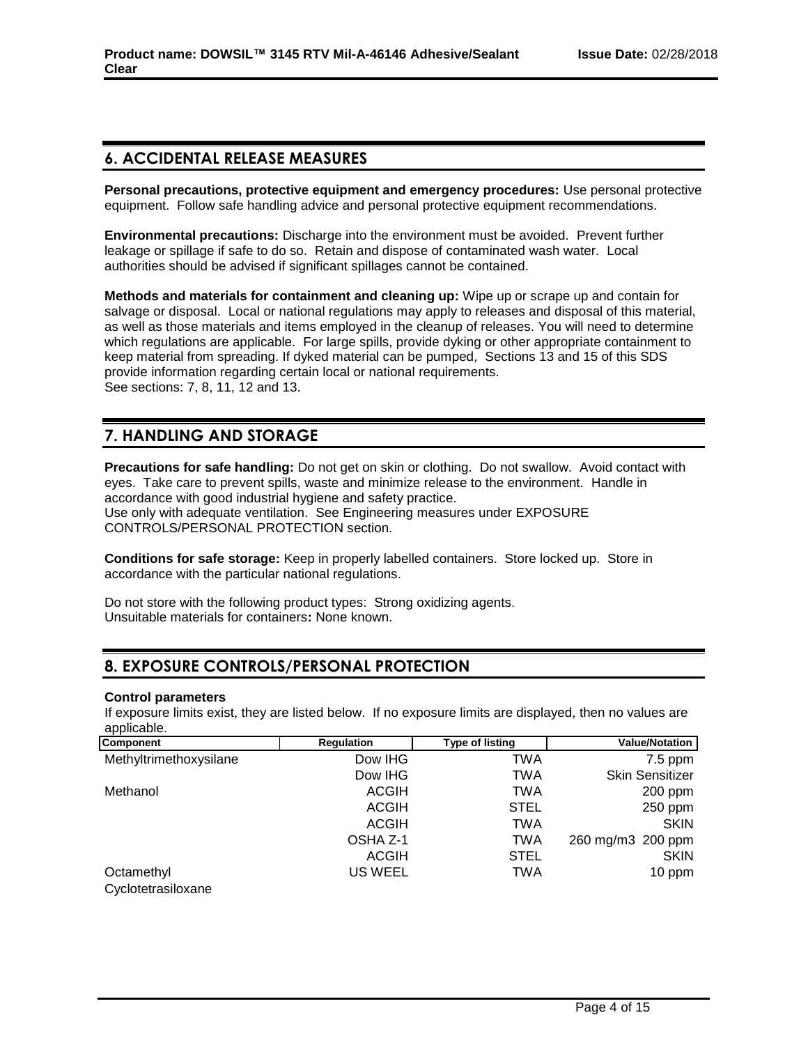## 6. ACCIDENTAL RELEASE MEASURES

**Personal precautions, protective equipment and emergency procedures:** Use personal protective equipment. Follow safe handling advice and personal protective equipment recommendations.

**Environmental precautions:** Discharge into the environment must be avoided. Prevent further leakage or spillage if safe to do so. Retain and dispose of contaminated wash water. Local authorities should be advised if significant spillages cannot be contained.

**Methods and materials for containment and cleaning up:** Wipe up or scrape up and contain for salvage or disposal. Local or national regulations may apply to releases and disposal of this material, as well as those materials and items employed in the cleanup of releases. You will need to determine which regulations are applicable. For large spills, provide dyking or other appropriate containment to keep material from spreading. If dyked material can be pumped, Sections 13 and 15 of this SDS provide information regarding certain local or national requirements.
See sections: 7, 8, 11, 12 and 13.

## 7. HANDLING AND STORAGE

**Precautions for safe handling:** Do not get on skin or clothing. Do not swallow. Avoid contact with eyes. Take care to prevent spills, waste and minimize release to the environment. Handle in accordance with good industrial hygiene and safety practice.
Use only with adequate ventilation. See Engineering measures under EXPOSURE CONTROLS/PERSONAL PROTECTION section.

**Conditions for safe storage:** Keep in properly labelled containers. Store locked up. Store in accordance with the particular national regulations.

Do not store with the following product types: Strong oxidizing agents.
Unsuitable materials for containers**:** None known.

## 8. EXPOSURE CONTROLS/PERSONAL PROTECTION

**Control parameters**

If exposure limits exist, they are listed below. If no exposure limits are displayed, then no values are applicable.

| Component | Regulation | Type of listing | Value/Notation |
|---|---|---|---|
| Methyltrimethoxysilane | Dow IHG | TWA | 7.5 ppm |
| | Dow IHG | TWA | Skin Sensitizer |
| Methanol | ACGIH | TWA | 200 ppm |
| | ACGIH | STEL | 250 ppm |
| | ACGIH | TWA | SKIN |
| | OSHA Z-1 | TWA | 260 mg/m3 200 ppm |
| | ACGIH | STEL | SKIN |
| Octamethyl Cyclotetrasiloxane | US WEEL | TWA | 10 ppm |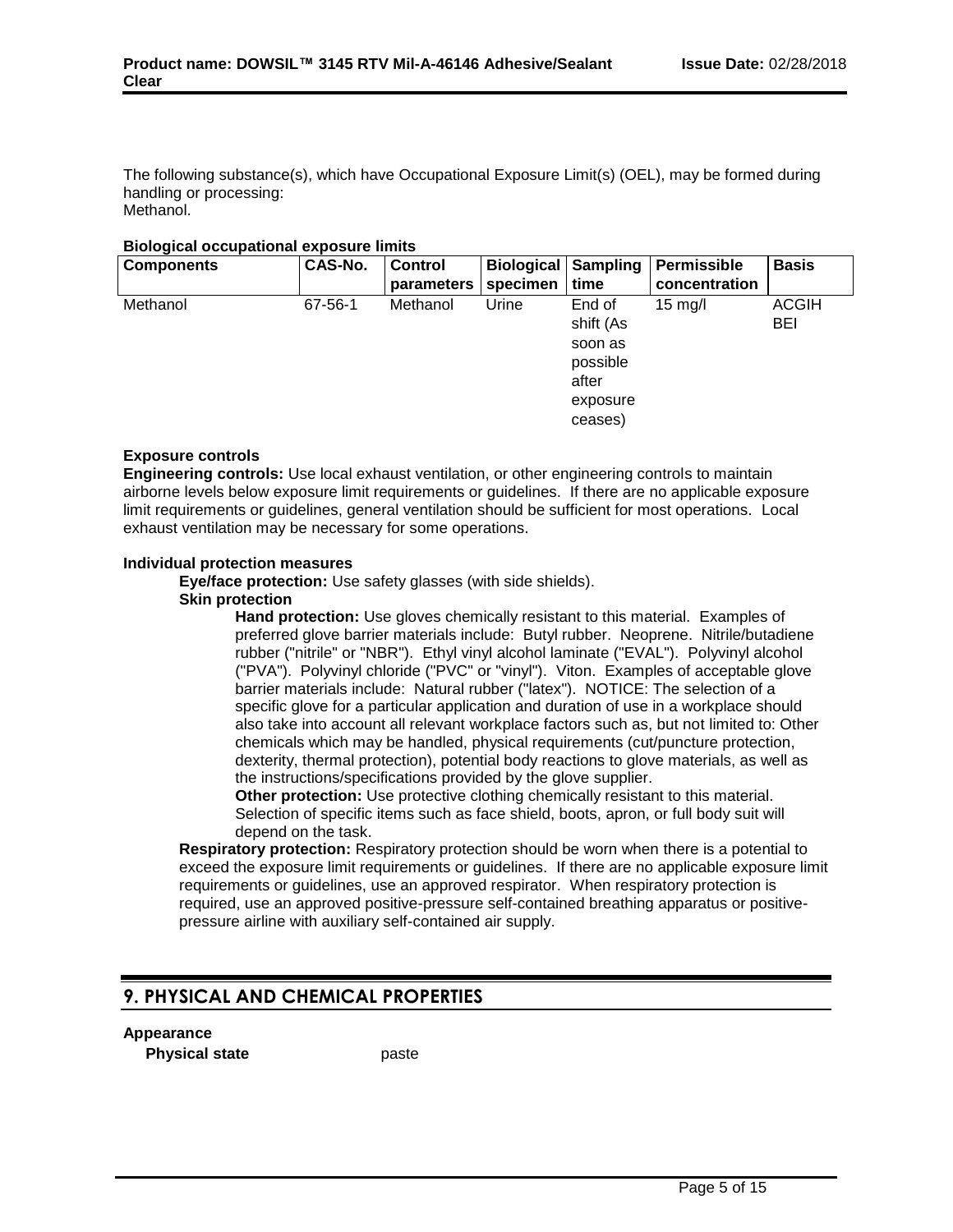The following substance(s), which have Occupational Exposure Limit(s) (OEL), may be formed during handling or processing:
Methanol.

**Biological occupational exposure limits**

| Components | CAS-No. | Control parameters | Biological specimen | Sampling time | Permissible concentration | Basis |
|---|---|---|---|---|---|---|
| Methanol | 67-56-1 | Methanol | Urine | End of shift (As soon as possible after exposure ceases) | 15 mg/l | ACGIH BEI |

**Exposure controls**

**Engineering controls:** Use local exhaust ventilation, or other engineering controls to maintain airborne levels below exposure limit requirements or guidelines. If there are no applicable exposure limit requirements or guidelines, general ventilation should be sufficient for most operations. Local exhaust ventilation may be necessary for some operations.

**Individual protection measures**

**Eye/face protection:** Use safety glasses (with side shields).

**Skin protection**

**Hand protection:** Use gloves chemically resistant to this material. Examples of preferred glove barrier materials include: Butyl rubber. Neoprene. Nitrile/butadiene rubber ("nitrile" or "NBR"). Ethyl vinyl alcohol laminate ("EVAL"). Polyvinyl alcohol ("PVA"). Polyvinyl chloride ("PVC" or "vinyl"). Viton. Examples of acceptable glove barrier materials include: Natural rubber ("latex"). NOTICE: The selection of a specific glove for a particular application and duration of use in a workplace should also take into account all relevant workplace factors such as, but not limited to: Other chemicals which may be handled, physical requirements (cut/puncture protection, dexterity, thermal protection), potential body reactions to glove materials, as well as the instructions/specifications provided by the glove supplier.

**Other protection:** Use protective clothing chemically resistant to this material. Selection of specific items such as face shield, boots, apron, or full body suit will depend on the task.

**Respiratory protection:** Respiratory protection should be worn when there is a potential to exceed the exposure limit requirements or guidelines. If there are no applicable exposure limit requirements or guidelines, use an approved respirator. When respiratory protection is required, use an approved positive-pressure self-contained breathing apparatus or positive-pressure airline with auxiliary self-contained air supply.

## 9. PHYSICAL AND CHEMICAL PROPERTIES

**Appearance**

**Physical state** paste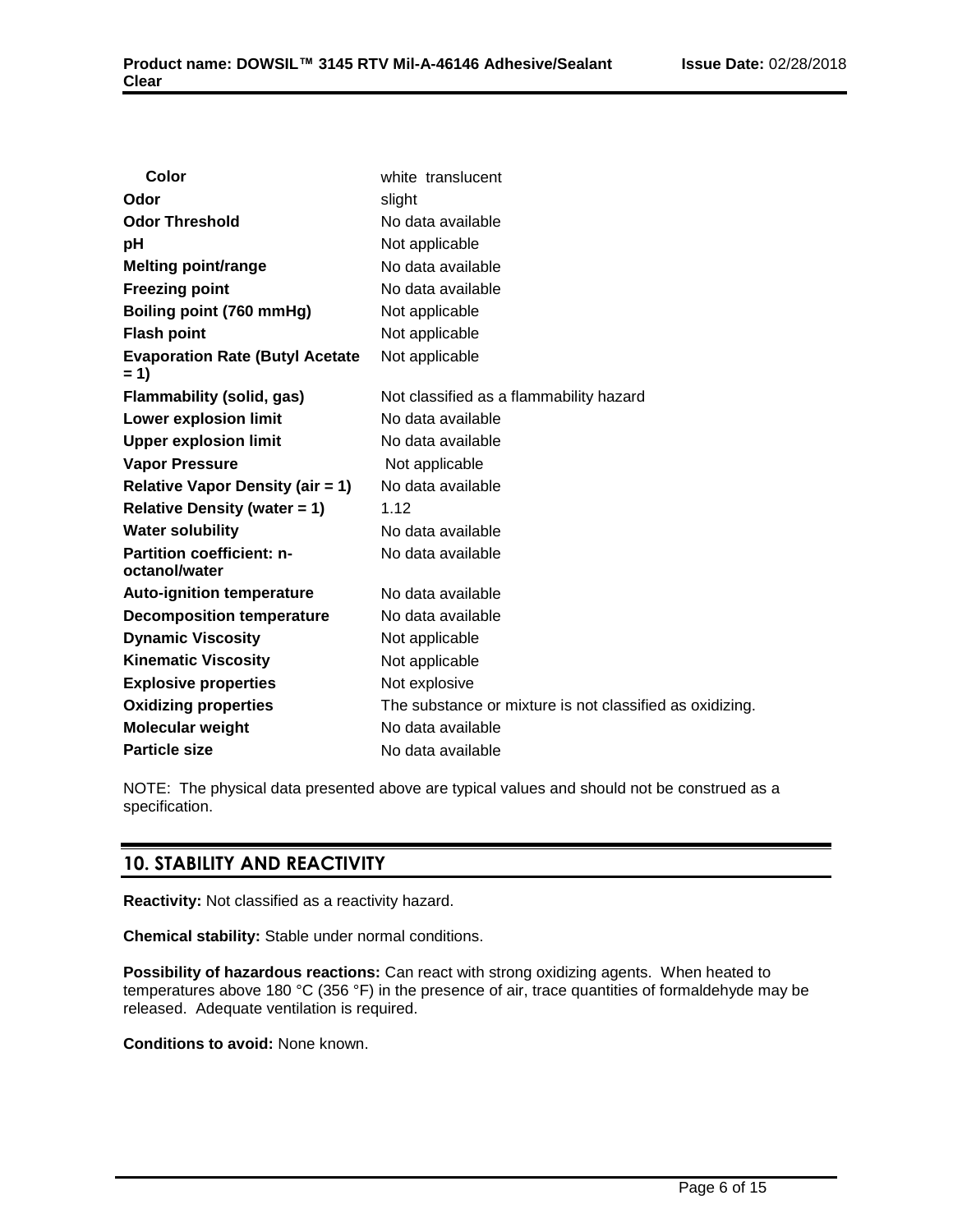| Property | Value |
| --- | --- |
| **Color** | white translucent |
| **Odor** | slight |
| **Odor Threshold** | No data available |
| **pH** | Not applicable |
| **Melting point/range** | No data available |
| **Freezing point** | No data available |
| **Boiling point (760 mmHg)** | Not applicable |
| **Flash point** | Not applicable |
| **Evaporation Rate (Butyl Acetate = 1)** | Not applicable |
| **Flammability (solid, gas)** | Not classified as a flammability hazard |
| **Lower explosion limit** | No data available |
| **Upper explosion limit** | No data available |
| **Vapor Pressure** | Not applicable |
| **Relative Vapor Density (air = 1)** | No data available |
| **Relative Density (water = 1)** | 1.12 |
| **Water solubility** | No data available |
| **Partition coefficient: n-octanol/water** | No data available |
| **Auto-ignition temperature** | No data available |
| **Decomposition temperature** | No data available |
| **Dynamic Viscosity** | Not applicable |
| **Kinematic Viscosity** | Not applicable |
| **Explosive properties** | Not explosive |
| **Oxidizing properties** | The substance or mixture is not classified as oxidizing. |
| **Molecular weight** | No data available |
| **Particle size** | No data available |

NOTE: The physical data presented above are typical values and should not be construed as a specification.

## 10. STABILITY AND REACTIVITY

**Reactivity:** Not classified as a reactivity hazard.

**Chemical stability:** Stable under normal conditions.

**Possibility of hazardous reactions:** Can react with strong oxidizing agents. When heated to temperatures above 180 °C (356 °F) in the presence of air, trace quantities of formaldehyde may be released. Adequate ventilation is required.

**Conditions to avoid:** None known.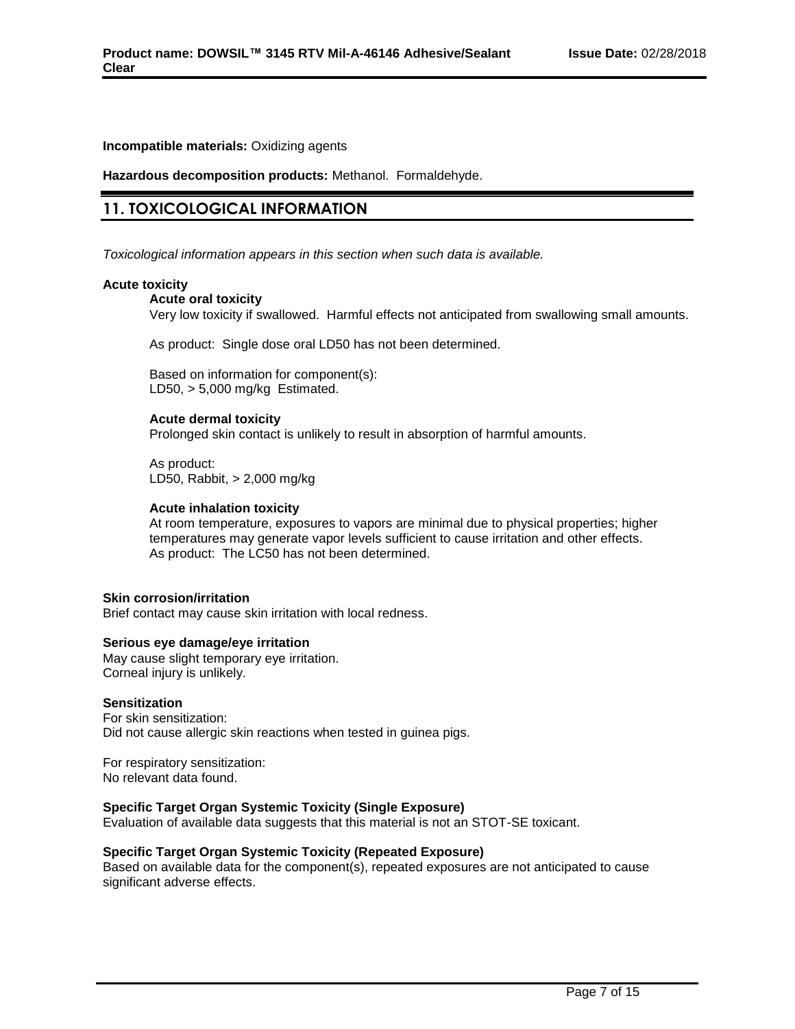**Incompatible materials:** Oxidizing agents

**Hazardous decomposition products:** Methanol. Formaldehyde.

## 11. TOXICOLOGICAL INFORMATION

*Toxicological information appears in this section when such data is available.*

**Acute toxicity**

**Acute oral toxicity**

Very low toxicity if swallowed. Harmful effects not anticipated from swallowing small amounts.

As product: Single dose oral LD50 has not been determined.

Based on information for component(s):
LD50, > 5,000 mg/kg Estimated.

**Acute dermal toxicity**

Prolonged skin contact is unlikely to result in absorption of harmful amounts.

As product:
LD50, Rabbit, > 2,000 mg/kg

**Acute inhalation toxicity**

At room temperature, exposures to vapors are minimal due to physical properties; higher temperatures may generate vapor levels sufficient to cause irritation and other effects.
As product: The LC50 has not been determined.

**Skin corrosion/irritation**

Brief contact may cause skin irritation with local redness.

**Serious eye damage/eye irritation**

May cause slight temporary eye irritation.
Corneal injury is unlikely.

**Sensitization**

For skin sensitization:
Did not cause allergic skin reactions when tested in guinea pigs.

For respiratory sensitization:
No relevant data found.

**Specific Target Organ Systemic Toxicity (Single Exposure)**

Evaluation of available data suggests that this material is not an STOT-SE toxicant.

**Specific Target Organ Systemic Toxicity (Repeated Exposure)**

Based on available data for the component(s), repeated exposures are not anticipated to cause significant adverse effects.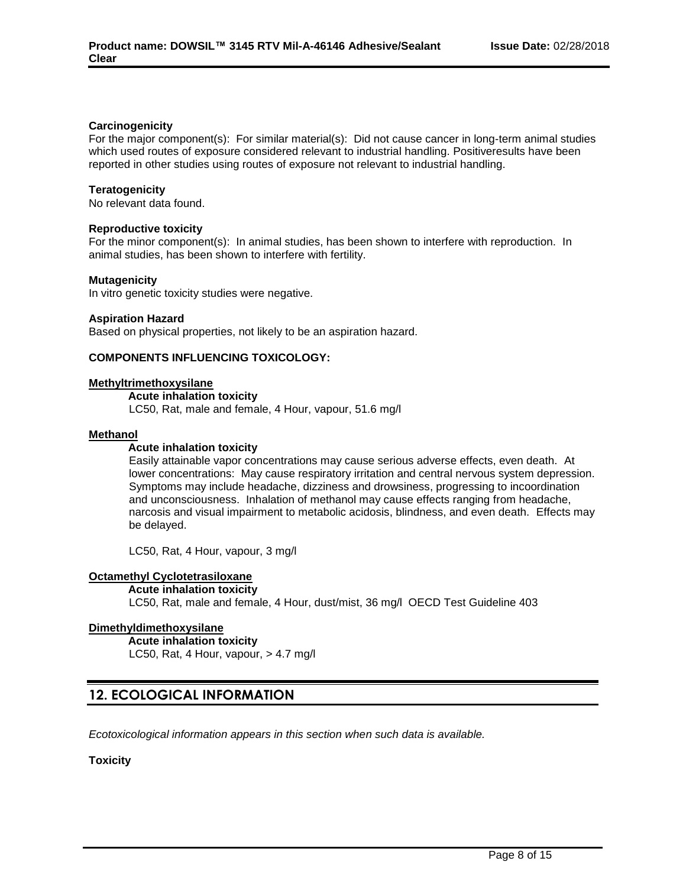**Carcinogenicity**
For the major component(s): For similar material(s): Did not cause cancer in long-term animal studies which used routes of exposure considered relevant to industrial handling. Positiveresults have been reported in other studies using routes of exposure not relevant to industrial handling.

**Teratogenicity**
No relevant data found.

**Reproductive toxicity**
For the minor component(s): In animal studies, has been shown to interfere with reproduction. In animal studies, has been shown to interfere with fertility.

**Mutagenicity**
In vitro genetic toxicity studies were negative.

**Aspiration Hazard**
Based on physical properties, not likely to be an aspiration hazard.

**COMPONENTS INFLUENCING TOXICOLOGY:**

**Methyltrimethoxysilane**

**Acute inhalation toxicity**
LC50, Rat, male and female, 4 Hour, vapour, 51.6 mg/l

**Methanol**

**Acute inhalation toxicity**
Easily attainable vapor concentrations may cause serious adverse effects, even death. At lower concentrations: May cause respiratory irritation and central nervous system depression. Symptoms may include headache, dizziness and drowsiness, progressing to incoordination and unconsciousness. Inhalation of methanol may cause effects ranging from headache, narcosis and visual impairment to metabolic acidosis, blindness, and even death. Effects may be delayed.

LC50, Rat, 4 Hour, vapour, 3 mg/l

**Octamethyl Cyclotetrasiloxane**

**Acute inhalation toxicity**
LC50, Rat, male and female, 4 Hour, dust/mist, 36 mg/l OECD Test Guideline 403

**Dimethyldimethoxysilane**

**Acute inhalation toxicity**
LC50, Rat, 4 Hour, vapour, > 4.7 mg/l

## 12. ECOLOGICAL INFORMATION

*Ecotoxicological information appears in this section when such data is available.*

**Toxicity**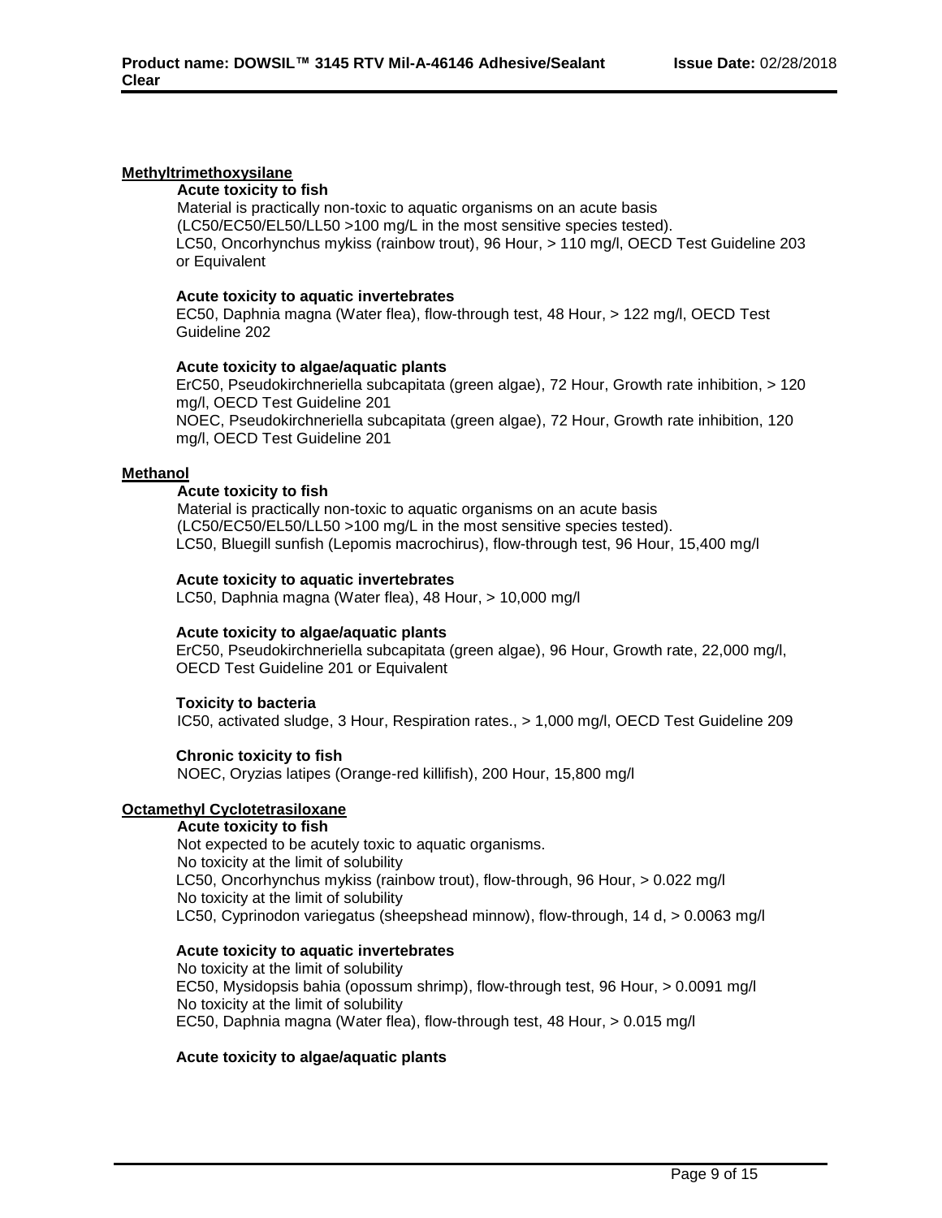**Methyltrimethoxysilane**

**Acute toxicity to fish**

Material is practically non-toxic to aquatic organisms on an acute basis (LC50/EC50/EL50/LL50 >100 mg/L in the most sensitive species tested).
LC50, Oncorhynchus mykiss (rainbow trout), 96 Hour, > 110 mg/l, OECD Test Guideline 203 or Equivalent

**Acute toxicity to aquatic invertebrates**

EC50, Daphnia magna (Water flea), flow-through test, 48 Hour, > 122 mg/l, OECD Test Guideline 202

**Acute toxicity to algae/aquatic plants**

ErC50, Pseudokirchneriella subcapitata (green algae), 72 Hour, Growth rate inhibition, > 120 mg/l, OECD Test Guideline 201
NOEC, Pseudokirchneriella subcapitata (green algae), 72 Hour, Growth rate inhibition, 120 mg/l, OECD Test Guideline 201

**Methanol**

**Acute toxicity to fish**

Material is practically non-toxic to aquatic organisms on an acute basis (LC50/EC50/EL50/LL50 >100 mg/L in the most sensitive species tested).
LC50, Bluegill sunfish (Lepomis macrochirus), flow-through test, 96 Hour, 15,400 mg/l

**Acute toxicity to aquatic invertebrates**

LC50, Daphnia magna (Water flea), 48 Hour, > 10,000 mg/l

**Acute toxicity to algae/aquatic plants**

ErC50, Pseudokirchneriella subcapitata (green algae), 96 Hour, Growth rate, 22,000 mg/l, OECD Test Guideline 201 or Equivalent

**Toxicity to bacteria**

IC50, activated sludge, 3 Hour, Respiration rates., > 1,000 mg/l, OECD Test Guideline 209

**Chronic toxicity to fish**

NOEC, Oryzias latipes (Orange-red killifish), 200 Hour, 15,800 mg/l

**Octamethyl Cyclotetrasiloxane**

**Acute toxicity to fish**

Not expected to be acutely toxic to aquatic organisms.
No toxicity at the limit of solubility
LC50, Oncorhynchus mykiss (rainbow trout), flow-through, 96 Hour, > 0.022 mg/l
No toxicity at the limit of solubility
LC50, Cyprinodon variegatus (sheepshead minnow), flow-through, 14 d, > 0.0063 mg/l

**Acute toxicity to aquatic invertebrates**

No toxicity at the limit of solubility
EC50, Mysidopsis bahia (opossum shrimp), flow-through test, 96 Hour, > 0.0091 mg/l
No toxicity at the limit of solubility
EC50, Daphnia magna (Water flea), flow-through test, 48 Hour, > 0.015 mg/l

**Acute toxicity to algae/aquatic plants**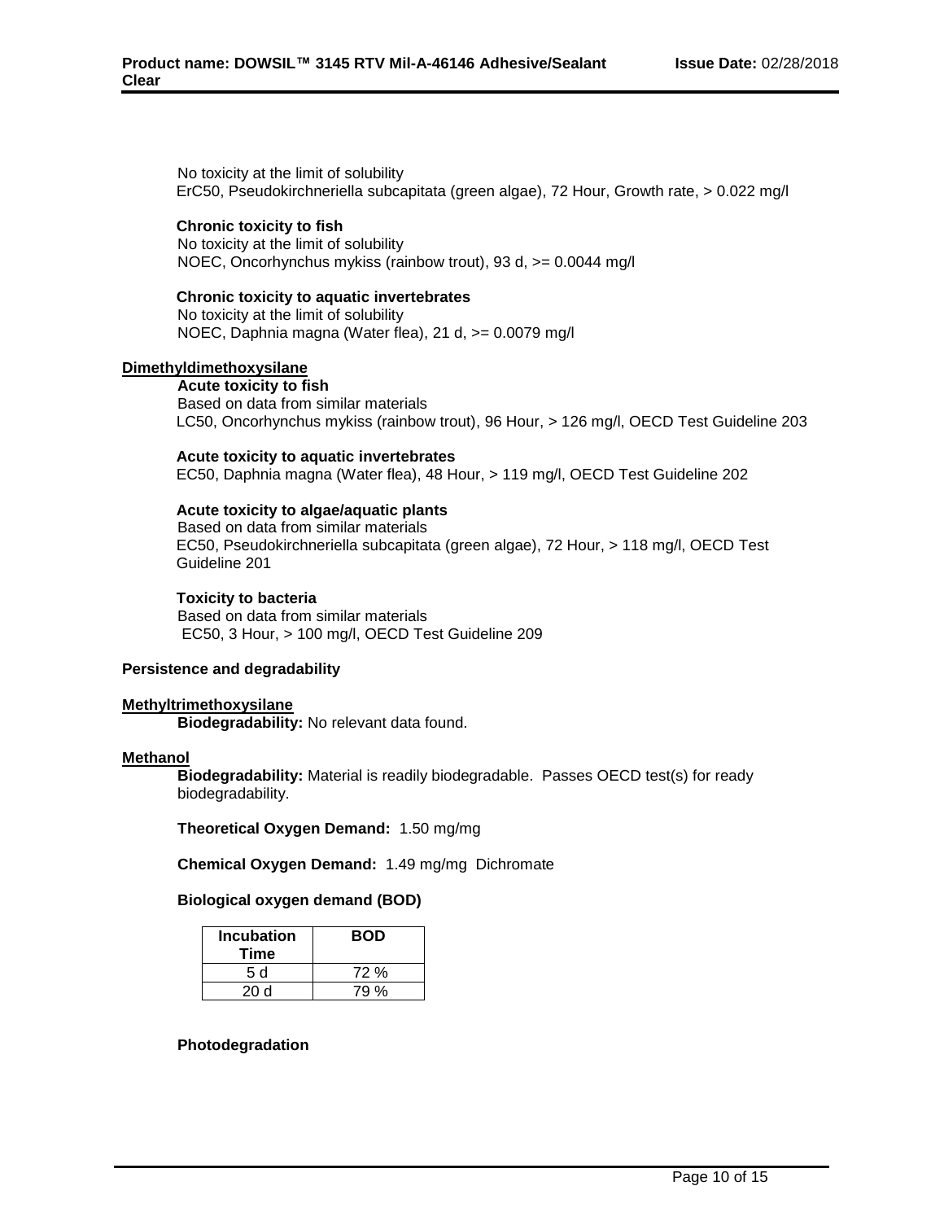No toxicity at the limit of solubility
ErC50, Pseudokirchneriella subcapitata (green algae), 72 Hour, Growth rate, > 0.022 mg/l

**Chronic toxicity to fish**
No toxicity at the limit of solubility
NOEC, Oncorhynchus mykiss (rainbow trout), 93 d, >= 0.0044 mg/l

**Chronic toxicity to aquatic invertebrates**
No toxicity at the limit of solubility
NOEC, Daphnia magna (Water flea), 21 d, >= 0.0079 mg/l

**Dimethyldimethoxysilane**

**Acute toxicity to fish**
Based on data from similar materials
LC50, Oncorhynchus mykiss (rainbow trout), 96 Hour, > 126 mg/l, OECD Test Guideline 203

**Acute toxicity to aquatic invertebrates**
EC50, Daphnia magna (Water flea), 48 Hour, > 119 mg/l, OECD Test Guideline 202

**Acute toxicity to algae/aquatic plants**
Based on data from similar materials
EC50, Pseudokirchneriella subcapitata (green algae), 72 Hour, > 118 mg/l, OECD Test Guideline 201

**Toxicity to bacteria**
Based on data from similar materials
EC50, 3 Hour, > 100 mg/l, OECD Test Guideline 209

**Persistence and degradability**

**Methyltrimethoxysilane**

**Biodegradability:** No relevant data found.

**Methanol**

**Biodegradability:** Material is readily biodegradable. Passes OECD test(s) for ready biodegradability.

**Theoretical Oxygen Demand:** 1.50 mg/mg

**Chemical Oxygen Demand:** 1.49 mg/mg Dichromate

**Biological oxygen demand (BOD)**

| Incubation Time | BOD |
|---|---|
| 5 d | 72 % |
| 20 d | 79 % |

**Photodegradation**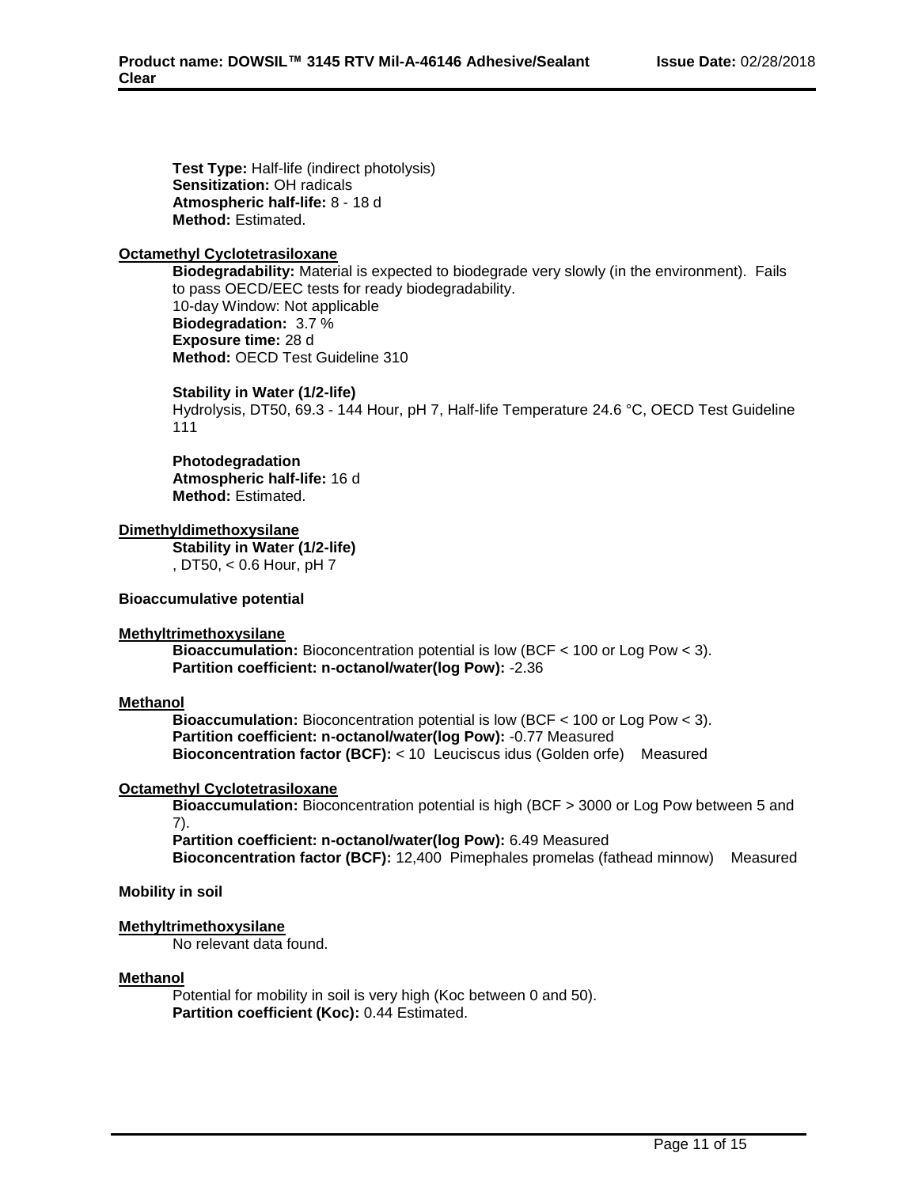**Test Type:** Half-life (indirect photolysis)
**Sensitization:** OH radicals
**Atmospheric half-life:** 8 - 18 d
**Method:** Estimated.

**Octamethyl Cyclotetrasiloxane**

**Biodegradability:** Material is expected to biodegrade very slowly (in the environment). Fails to pass OECD/EEC tests for ready biodegradability.
10-day Window: Not applicable
**Biodegradation:** 3.7 %
**Exposure time:** 28 d
**Method:** OECD Test Guideline 310

**Stability in Water (1/2-life)**
Hydrolysis, DT50, 69.3 - 144 Hour, pH 7, Half-life Temperature 24.6 °C, OECD Test Guideline 111

**Photodegradation**
**Atmospheric half-life:** 16 d
**Method:** Estimated.

**Dimethyldimethoxysilane**

**Stability in Water (1/2-life)**
, DT50, < 0.6 Hour, pH 7

**Bioaccumulative potential**

**Methyltrimethoxysilane**

**Bioaccumulation:** Bioconcentration potential is low (BCF < 100 or Log Pow < 3).
**Partition coefficient: n-octanol/water(log Pow):** -2.36

**Methanol**

**Bioaccumulation:** Bioconcentration potential is low (BCF < 100 or Log Pow < 3).
**Partition coefficient: n-octanol/water(log Pow):** -0.77 Measured
**Bioconcentration factor (BCF):** < 10 Leuciscus idus (Golden orfe) Measured

**Octamethyl Cyclotetrasiloxane**

**Bioaccumulation:** Bioconcentration potential is high (BCF > 3000 or Log Pow between 5 and 7).
**Partition coefficient: n-octanol/water(log Pow):** 6.49 Measured
**Bioconcentration factor (BCF):** 12,400 Pimephales promelas (fathead minnow) Measured

**Mobility in soil**

**Methyltrimethoxysilane**

No relevant data found.

**Methanol**

Potential for mobility in soil is very high (Koc between 0 and 50).
**Partition coefficient (Koc):** 0.44 Estimated.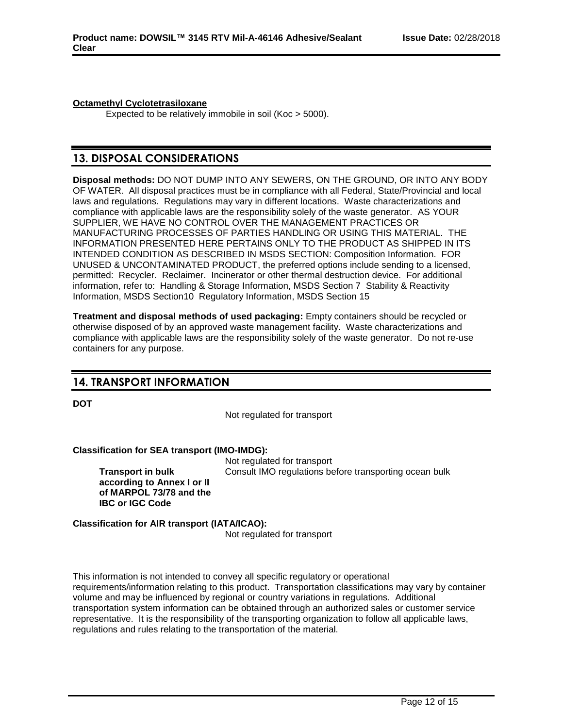**Octamethyl Cyclotetrasiloxane**

Expected to be relatively immobile in soil (Koc > 5000).

## 13. DISPOSAL CONSIDERATIONS

**Disposal methods:** DO NOT DUMP INTO ANY SEWERS, ON THE GROUND, OR INTO ANY BODY OF WATER. All disposal practices must be in compliance with all Federal, State/Provincial and local laws and regulations. Regulations may vary in different locations. Waste characterizations and compliance with applicable laws are the responsibility solely of the waste generator. AS YOUR SUPPLIER, WE HAVE NO CONTROL OVER THE MANAGEMENT PRACTICES OR MANUFACTURING PROCESSES OF PARTIES HANDLING OR USING THIS MATERIAL. THE INFORMATION PRESENTED HERE PERTAINS ONLY TO THE PRODUCT AS SHIPPED IN ITS INTENDED CONDITION AS DESCRIBED IN MSDS SECTION: Composition Information. FOR UNUSED & UNCONTAMINATED PRODUCT, the preferred options include sending to a licensed, permitted: Recycler. Reclaimer. Incinerator or other thermal destruction device. For additional information, refer to: Handling & Storage Information, MSDS Section 7 Stability & Reactivity Information, MSDS Section10 Regulatory Information, MSDS Section 15

**Treatment and disposal methods of used packaging:** Empty containers should be recycled or otherwise disposed of by an approved waste management facility. Waste characterizations and compliance with applicable laws are the responsibility solely of the waste generator. Do not re-use containers for any purpose.

## 14. TRANSPORT INFORMATION

**DOT**

Not regulated for transport

**Classification for SEA transport (IMO-IMDG):**

Not regulated for transport

**Transport in bulk according to Annex I or II of MARPOL 73/78 and the IBC or IGC Code**: Consult IMO regulations before transporting ocean bulk

**Classification for AIR transport (IATA/ICAO):**

Not regulated for transport

This information is not intended to convey all specific regulatory or operational requirements/information relating to this product. Transportation classifications may vary by container volume and may be influenced by regional or country variations in regulations. Additional transportation system information can be obtained through an authorized sales or customer service representative. It is the responsibility of the transporting organization to follow all applicable laws, regulations and rules relating to the transportation of the material.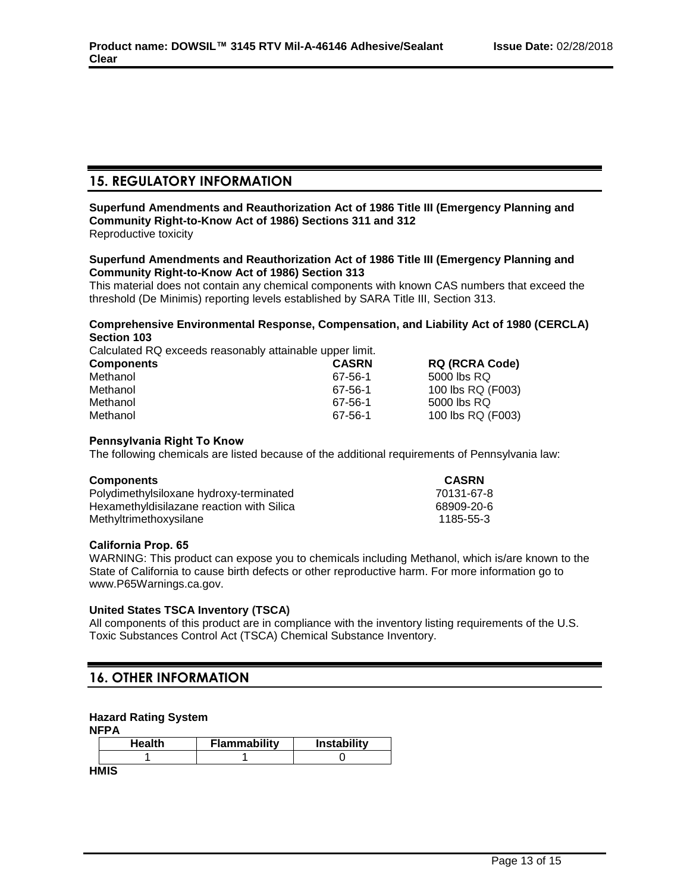## 15. REGULATORY INFORMATION

**Superfund Amendments and Reauthorization Act of 1986 Title III (Emergency Planning and Community Right-to-Know Act of 1986) Sections 311 and 312**
Reproductive toxicity

**Superfund Amendments and Reauthorization Act of 1986 Title III (Emergency Planning and Community Right-to-Know Act of 1986) Section 313**
This material does not contain any chemical components with known CAS numbers that exceed the threshold (De Minimis) reporting levels established by SARA Title III, Section 313.

**Comprehensive Environmental Response, Compensation, and Liability Act of 1980 (CERCLA) Section 103**
Calculated RQ exceeds reasonably attainable upper limit.

| Components | CASRN | RQ (RCRA Code) |
|---|---|---|
| Methanol | 67-56-1 | 5000 lbs RQ |
| Methanol | 67-56-1 | 100 lbs RQ (F003) |
| Methanol | 67-56-1 | 5000 lbs RQ |
| Methanol | 67-56-1 | 100 lbs RQ (F003) |

**Pennsylvania Right To Know**
The following chemicals are listed because of the additional requirements of Pennsylvania law:

| Components | CASRN |
|---|---|
| Polydimethylsiloxane hydroxy-terminated | 70131-67-8 |
| Hexamethyldisilazane reaction with Silica | 68909-20-6 |
| Methyltrimethoxysilane | 1185-55-3 |

**California Prop. 65**
WARNING: This product can expose you to chemicals including Methanol, which is/are known to the State of California to cause birth defects or other reproductive harm. For more information go to www.P65Warnings.ca.gov.

**United States TSCA Inventory (TSCA)**
All components of this product are in compliance with the inventory listing requirements of the U.S. Toxic Substances Control Act (TSCA) Chemical Substance Inventory.

## 16. OTHER INFORMATION

**Hazard Rating System**
**NFPA**

| Health | Flammability | Instability |
|---|---|---|
| 1 | 1 | 0 |

**HMIS**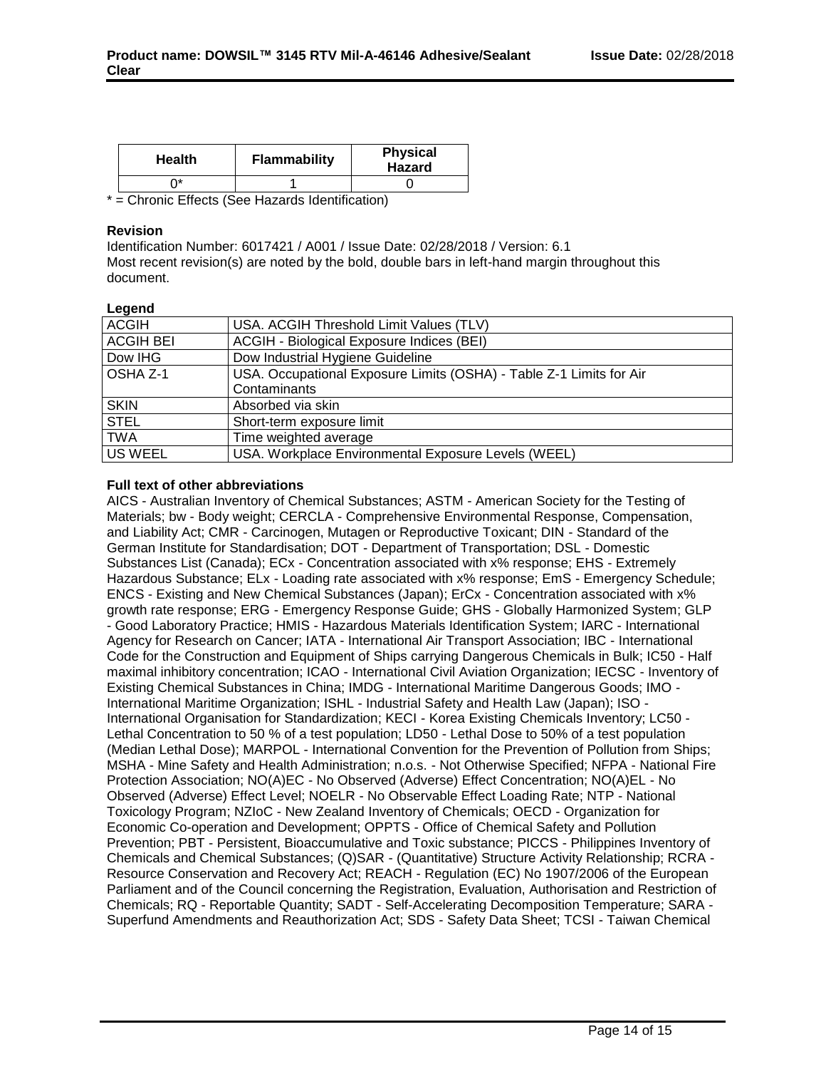| Health | Flammability | Physical Hazard |
|---|---|---|
| 0* | 1 | 0 |

* = Chronic Effects (See Hazards Identification)

**Revision**

Identification Number: 6017421 / A001 / Issue Date: 02/28/2018 / Version: 6.1
Most recent revision(s) are noted by the bold, double bars in left-hand margin throughout this document.

**Legend**

| | |
|---|---|
| ACGIH | USA. ACGIH Threshold Limit Values (TLV) |
| ACGIH BEI | ACGIH - Biological Exposure Indices (BEI) |
| Dow IHG | Dow Industrial Hygiene Guideline |
| OSHA Z-1 | USA. Occupational Exposure Limits (OSHA) - Table Z-1 Limits for Air Contaminants |
| SKIN | Absorbed via skin |
| STEL | Short-term exposure limit |
| TWA | Time weighted average |
| US WEEL | USA. Workplace Environmental Exposure Levels (WEEL) |

**Full text of other abbreviations**

AICS - Australian Inventory of Chemical Substances; ASTM - American Society for the Testing of Materials; bw - Body weight; CERCLA - Comprehensive Environmental Response, Compensation, and Liability Act; CMR - Carcinogen, Mutagen or Reproductive Toxicant; DIN - Standard of the German Institute for Standardisation; DOT - Department of Transportation; DSL - Domestic Substances List (Canada); ECx - Concentration associated with x% response; EHS - Extremely Hazardous Substance; ELx - Loading rate associated with x% response; EmS - Emergency Schedule; ENCS - Existing and New Chemical Substances (Japan); ErCx - Concentration associated with x% growth rate response; ERG - Emergency Response Guide; GHS - Globally Harmonized System; GLP - Good Laboratory Practice; HMIS - Hazardous Materials Identification System; IARC - International Agency for Research on Cancer; IATA - International Air Transport Association; IBC - International Code for the Construction and Equipment of Ships carrying Dangerous Chemicals in Bulk; IC50 - Half maximal inhibitory concentration; ICAO - International Civil Aviation Organization; IECSC - Inventory of Existing Chemical Substances in China; IMDG - International Maritime Dangerous Goods; IMO - International Maritime Organization; ISHL - Industrial Safety and Health Law (Japan); ISO - International Organisation for Standardization; KECI - Korea Existing Chemicals Inventory; LC50 - Lethal Concentration to 50 % of a test population; LD50 - Lethal Dose to 50% of a test population (Median Lethal Dose); MARPOL - International Convention for the Prevention of Pollution from Ships; MSHA - Mine Safety and Health Administration; n.o.s. - Not Otherwise Specified; NFPA - National Fire Protection Association; NO(A)EC - No Observed (Adverse) Effect Concentration; NO(A)EL - No Observed (Adverse) Effect Level; NOELR - No Observable Effect Loading Rate; NTP - National Toxicology Program; NZIoC - New Zealand Inventory of Chemicals; OECD - Organization for Economic Co-operation and Development; OPPTS - Office of Chemical Safety and Pollution Prevention; PBT - Persistent, Bioaccumulative and Toxic substance; PICCS - Philippines Inventory of Chemicals and Chemical Substances; (Q)SAR - (Quantitative) Structure Activity Relationship; RCRA - Resource Conservation and Recovery Act; REACH - Regulation (EC) No 1907/2006 of the European Parliament and of the Council concerning the Registration, Evaluation, Authorisation and Restriction of Chemicals; RQ - Reportable Quantity; SADT - Self-Accelerating Decomposition Temperature; SARA - Superfund Amendments and Reauthorization Act; SDS - Safety Data Sheet; TCSI - Taiwan Chemical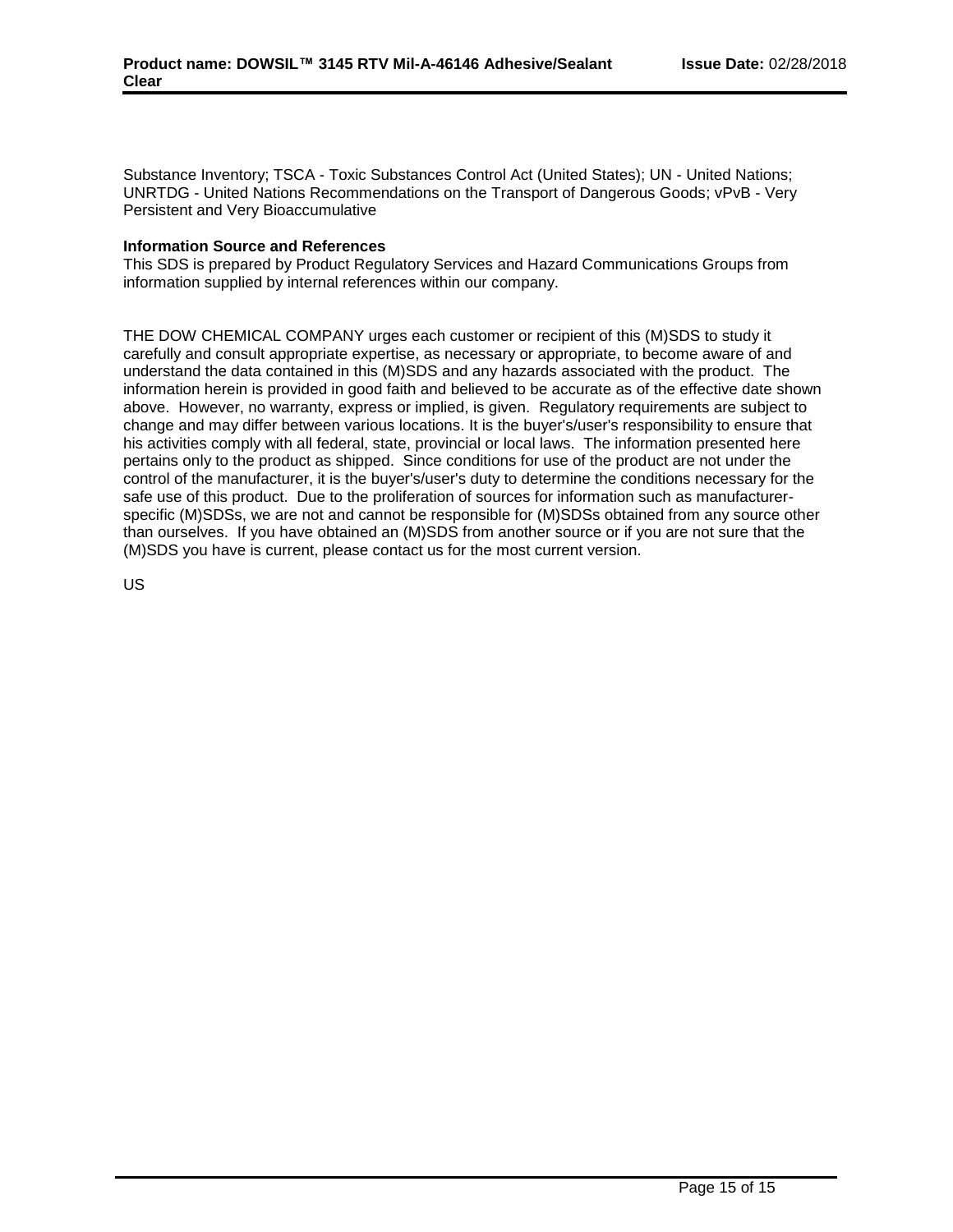Substance Inventory; TSCA - Toxic Substances Control Act (United States); UN - United Nations; UNRTDG - United Nations Recommendations on the Transport of Dangerous Goods; vPvB - Very Persistent and Very Bioaccumulative

**Information Source and References**
This SDS is prepared by Product Regulatory Services and Hazard Communications Groups from information supplied by internal references within our company.

THE DOW CHEMICAL COMPANY urges each customer or recipient of this (M)SDS to study it carefully and consult appropriate expertise, as necessary or appropriate, to become aware of and understand the data contained in this (M)SDS and any hazards associated with the product. The information herein is provided in good faith and believed to be accurate as of the effective date shown above. However, no warranty, express or implied, is given. Regulatory requirements are subject to change and may differ between various locations. It is the buyer's/user's responsibility to ensure that his activities comply with all federal, state, provincial or local laws. The information presented here pertains only to the product as shipped. Since conditions for use of the product are not under the control of the manufacturer, it is the buyer's/user's duty to determine the conditions necessary for the safe use of this product. Due to the proliferation of sources for information such as manufacturer-specific (M)SDSs, we are not and cannot be responsible for (M)SDSs obtained from any source other than ourselves. If you have obtained an (M)SDS from another source or if you are not sure that the (M)SDS you have is current, please contact us for the most current version.

US